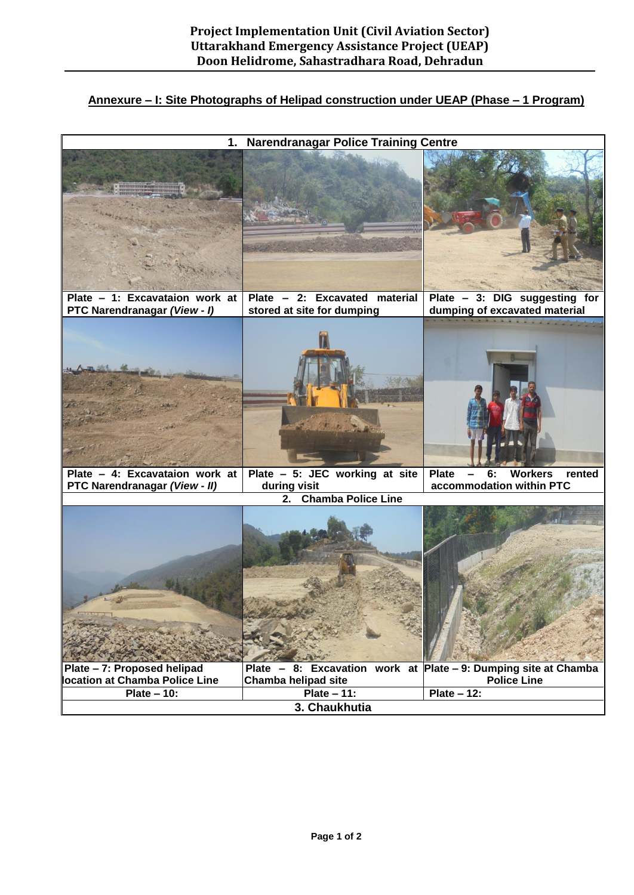**Project Implementation Unit (Civil Aviation Sector)**
**Uttarakhand Emergency Assistance Project (UEAP)**
**Doon Helidrome, Sahastradhara Road, Dehradun**

## Annexure – I: Site Photographs of Helipad construction under UEAP (Phase – 1 Program)

| 1. Narendranagar Police Training Centre | | |
|---|---|---|
| **Plate – 1: Excavataion work at PTC Narendranagar *(View - I)*** | **Plate – 2: Excavated material stored at site for dumping** | **Plate – 3: DIG suggesting for dumping of excavated material** |
| **Plate – 4: Excavataion work at PTC Narendranagar *(View - II)*** | **Plate – 5: JEC working at site during visit** | **Plate – 6: Workers rented accommodation within PTC** |
| **2. Chamba Police Line** | | |
| **Plate – 7: Proposed helipad location at Chamba Police Line** | **Plate – 8: Excavation work at Chamba helipad site** | **Plate – 9: Dumping site at Chamba Police Line** |
| **Plate – 10:** | **Plate – 11:** | **Plate – 12:** |
| **3. Chaukhutia** | | |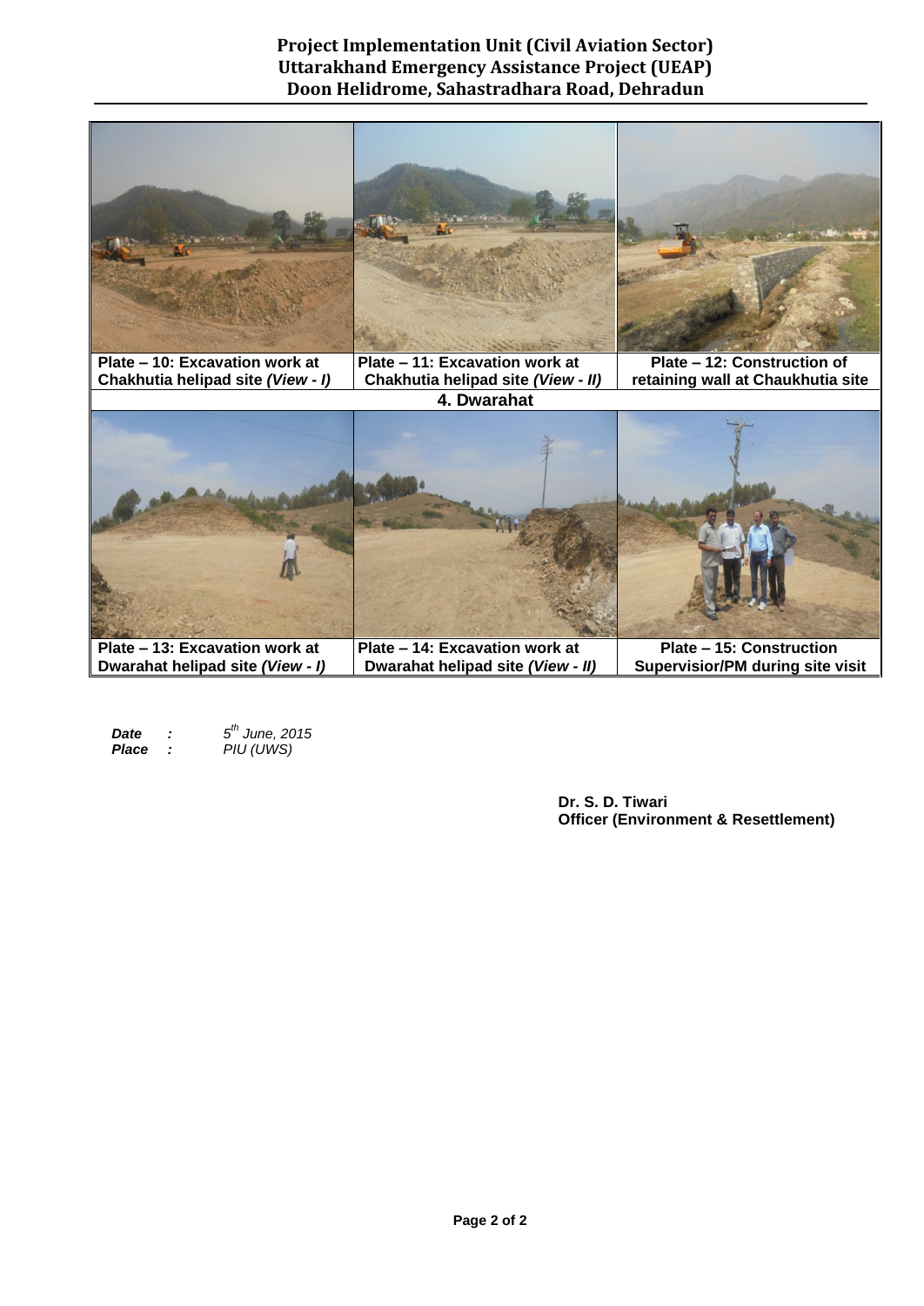**Project Implementation Unit (Civil Aviation Sector)**
**Uttarakhand Emergency Assistance Project (UEAP)**
**Doon Helidrome, Sahastradhara Road, Dehradun**

| | | |
|---|---|---|
| **Plate – 10: Excavation work at Chakhutia helipad site *(View - I)*** | **Plate – 11: Excavation work at Chakhutia helipad site *(View - II)*** | **Plate – 12: Construction of retaining wall at Chaukhutia site** |
| **4. Dwarahat** | | |
| **Plate – 13: Excavation work at Dwarahat helipad site *(View - I)*** | **Plate – 14: Excavation work at Dwarahat helipad site *(View - II)*** | **Plate – 15: Construction Supervisior/PM during site visit** |

***Date*** **:** *5th June, 2015*
***Place*** **:** *PIU (UWS)*

**Dr. S. D. Tiwari**
**Officer (Environment & Resettlement)**